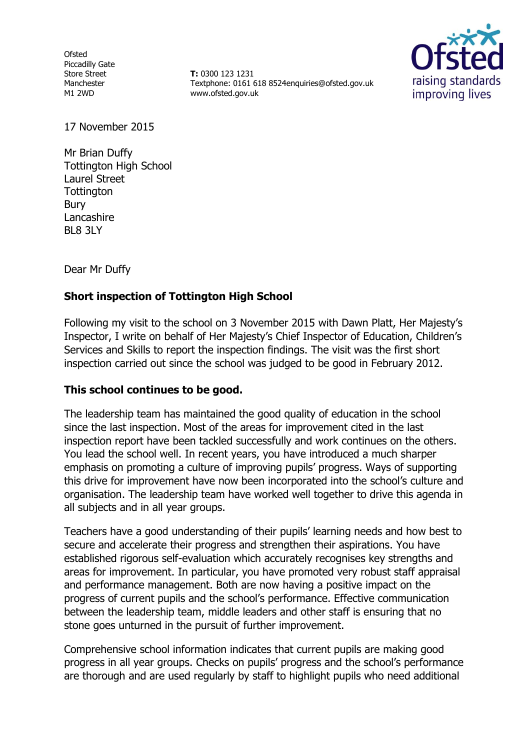Ofsted
Piccadilly Gate
Store Street
Manchester
M1 2WD

**T:** 0300 123 1231
Textphone: 0161 618 8524enquiries@ofsted.gov.uk
www.ofsted.gov.uk

17 November 2015

Mr Brian Duffy
Tottington High School
Laurel Street
Tottington
Bury
Lancashire
BL8 3LY

Dear Mr Duffy

**Short inspection of Tottington High School**

Following my visit to the school on 3 November 2015 with Dawn Platt, Her Majesty's Inspector, I write on behalf of Her Majesty's Chief Inspector of Education, Children's Services and Skills to report the inspection findings. The visit was the first short inspection carried out since the school was judged to be good in February 2012.

**This school continues to be good.**

The leadership team has maintained the good quality of education in the school since the last inspection. Most of the areas for improvement cited in the last inspection report have been tackled successfully and work continues on the others. You lead the school well. In recent years, you have introduced a much sharper emphasis on promoting a culture of improving pupils' progress. Ways of supporting this drive for improvement have now been incorporated into the school's culture and organisation. The leadership team have worked well together to drive this agenda in all subjects and in all year groups.

Teachers have a good understanding of their pupils' learning needs and how best to secure and accelerate their progress and strengthen their aspirations. You have established rigorous self-evaluation which accurately recognises key strengths and areas for improvement. In particular, you have promoted very robust staff appraisal and performance management. Both are now having a positive impact on the progress of current pupils and the school's performance. Effective communication between the leadership team, middle leaders and other staff is ensuring that no stone goes unturned in the pursuit of further improvement.

Comprehensive school information indicates that current pupils are making good progress in all year groups. Checks on pupils' progress and the school's performance are thorough and are used regularly by staff to highlight pupils who need additional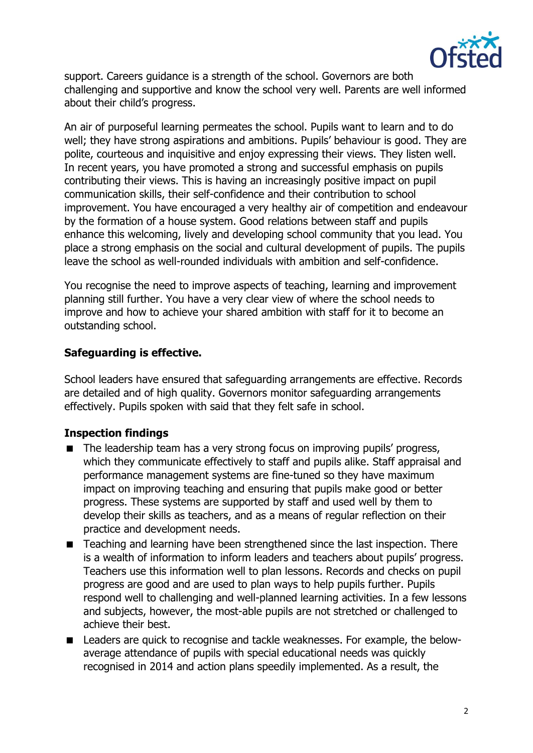support. Careers guidance is a strength of the school. Governors are both challenging and supportive and know the school very well. Parents are well informed about their child's progress.

An air of purposeful learning permeates the school. Pupils want to learn and to do well; they have strong aspirations and ambitions. Pupils' behaviour is good. They are polite, courteous and inquisitive and enjoy expressing their views. They listen well. In recent years, you have promoted a strong and successful emphasis on pupils contributing their views. This is having an increasingly positive impact on pupil communication skills, their self-confidence and their contribution to school improvement. You have encouraged a very healthy air of competition and endeavour by the formation of a house system. Good relations between staff and pupils enhance this welcoming, lively and developing school community that you lead. You place a strong emphasis on the social and cultural development of pupils. The pupils leave the school as well-rounded individuals with ambition and self-confidence.

You recognise the need to improve aspects of teaching, learning and improvement planning still further. You have a very clear view of where the school needs to improve and how to achieve your shared ambition with staff for it to become an outstanding school.

**Safeguarding is effective.**

School leaders have ensured that safeguarding arrangements are effective. Records are detailed and of high quality. Governors monitor safeguarding arrangements effectively. Pupils spoken with said that they felt safe in school.

**Inspection findings**

- The leadership team has a very strong focus on improving pupils' progress, which they communicate effectively to staff and pupils alike. Staff appraisal and performance management systems are fine-tuned so they have maximum impact on improving teaching and ensuring that pupils make good or better progress. These systems are supported by staff and used well by them to develop their skills as teachers, and as a means of regular reflection on their practice and development needs.
- Teaching and learning have been strengthened since the last inspection. There is a wealth of information to inform leaders and teachers about pupils' progress. Teachers use this information well to plan lessons. Records and checks on pupil progress are good and are used to plan ways to help pupils further. Pupils respond well to challenging and well-planned learning activities. In a few lessons and subjects, however, the most-able pupils are not stretched or challenged to achieve their best.
- Leaders are quick to recognise and tackle weaknesses. For example, the below-average attendance of pupils with special educational needs was quickly recognised in 2014 and action plans speedily implemented. As a result, the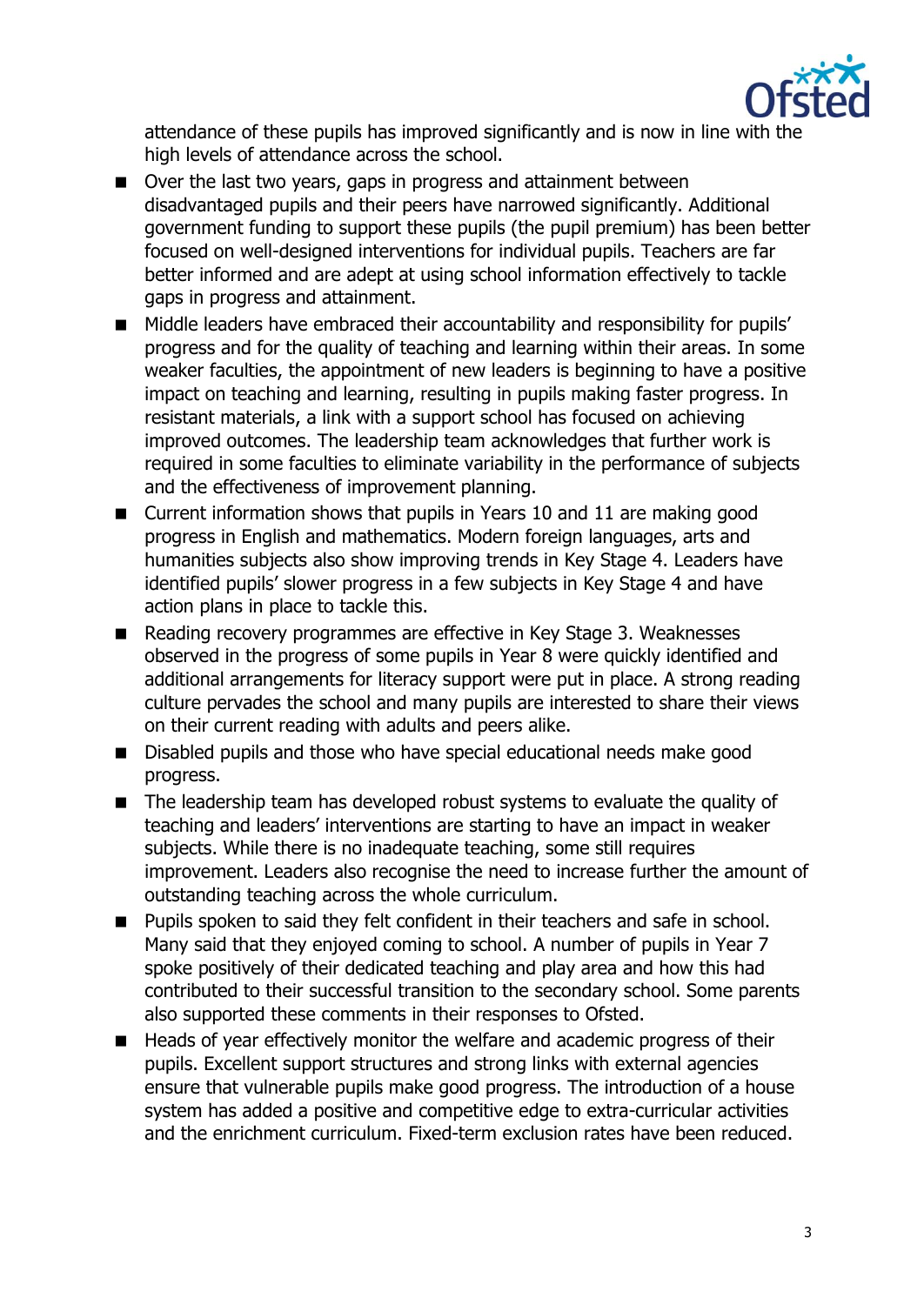attendance of these pupils has improved significantly and is now in line with the high levels of attendance across the school.

- Over the last two years, gaps in progress and attainment between disadvantaged pupils and their peers have narrowed significantly. Additional government funding to support these pupils (the pupil premium) has been better focused on well-designed interventions for individual pupils. Teachers are far better informed and are adept at using school information effectively to tackle gaps in progress and attainment.
- Middle leaders have embraced their accountability and responsibility for pupils' progress and for the quality of teaching and learning within their areas. In some weaker faculties, the appointment of new leaders is beginning to have a positive impact on teaching and learning, resulting in pupils making faster progress. In resistant materials, a link with a support school has focused on achieving improved outcomes. The leadership team acknowledges that further work is required in some faculties to eliminate variability in the performance of subjects and the effectiveness of improvement planning.
- Current information shows that pupils in Years 10 and 11 are making good progress in English and mathematics. Modern foreign languages, arts and humanities subjects also show improving trends in Key Stage 4. Leaders have identified pupils' slower progress in a few subjects in Key Stage 4 and have action plans in place to tackle this.
- Reading recovery programmes are effective in Key Stage 3. Weaknesses observed in the progress of some pupils in Year 8 were quickly identified and additional arrangements for literacy support were put in place. A strong reading culture pervades the school and many pupils are interested to share their views on their current reading with adults and peers alike.
- Disabled pupils and those who have special educational needs make good progress.
- The leadership team has developed robust systems to evaluate the quality of teaching and leaders' interventions are starting to have an impact in weaker subjects. While there is no inadequate teaching, some still requires improvement. Leaders also recognise the need to increase further the amount of outstanding teaching across the whole curriculum.
- Pupils spoken to said they felt confident in their teachers and safe in school. Many said that they enjoyed coming to school. A number of pupils in Year 7 spoke positively of their dedicated teaching and play area and how this had contributed to their successful transition to the secondary school. Some parents also supported these comments in their responses to Ofsted.
- Heads of year effectively monitor the welfare and academic progress of their pupils. Excellent support structures and strong links with external agencies ensure that vulnerable pupils make good progress. The introduction of a house system has added a positive and competitive edge to extra-curricular activities and the enrichment curriculum. Fixed-term exclusion rates have been reduced.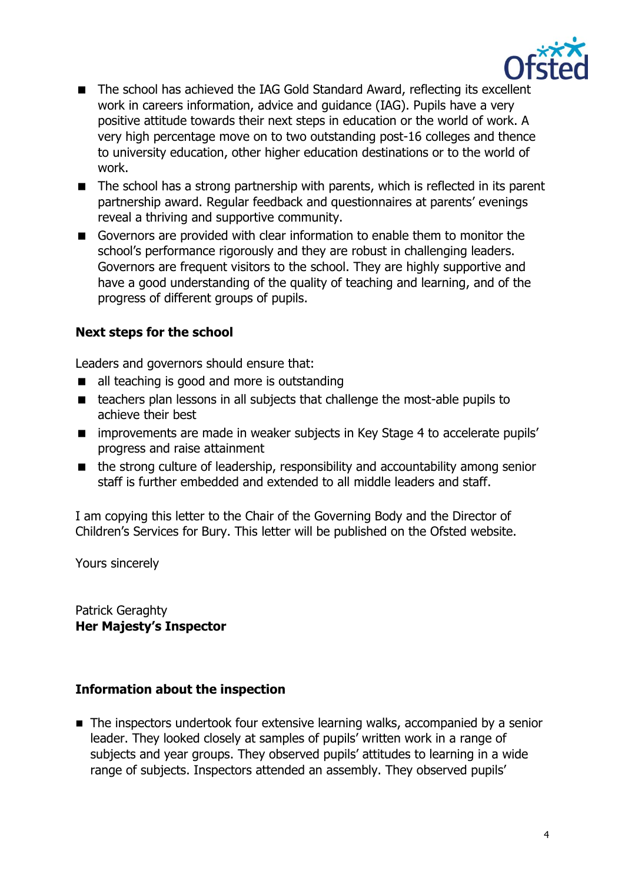- The school has achieved the IAG Gold Standard Award, reflecting its excellent work in careers information, advice and guidance (IAG). Pupils have a very positive attitude towards their next steps in education or the world of work. A very high percentage move on to two outstanding post-16 colleges and thence to university education, other higher education destinations or to the world of work.
- The school has a strong partnership with parents, which is reflected in its parent partnership award. Regular feedback and questionnaires at parents' evenings reveal a thriving and supportive community.
- Governors are provided with clear information to enable them to monitor the school's performance rigorously and they are robust in challenging leaders. Governors are frequent visitors to the school. They are highly supportive and have a good understanding of the quality of teaching and learning, and of the progress of different groups of pupils.

## Next steps for the school

Leaders and governors should ensure that:

- all teaching is good and more is outstanding
- teachers plan lessons in all subjects that challenge the most-able pupils to achieve their best
- improvements are made in weaker subjects in Key Stage 4 to accelerate pupils' progress and raise attainment
- the strong culture of leadership, responsibility and accountability among senior staff is further embedded and extended to all middle leaders and staff.

I am copying this letter to the Chair of the Governing Body and the Director of Children's Services for Bury. This letter will be published on the Ofsted website.

Yours sincerely

Patrick Geraghty
**Her Majesty's Inspector**

## Information about the inspection

- The inspectors undertook four extensive learning walks, accompanied by a senior leader. They looked closely at samples of pupils' written work in a range of subjects and year groups. They observed pupils' attitudes to learning in a wide range of subjects. Inspectors attended an assembly. They observed pupils'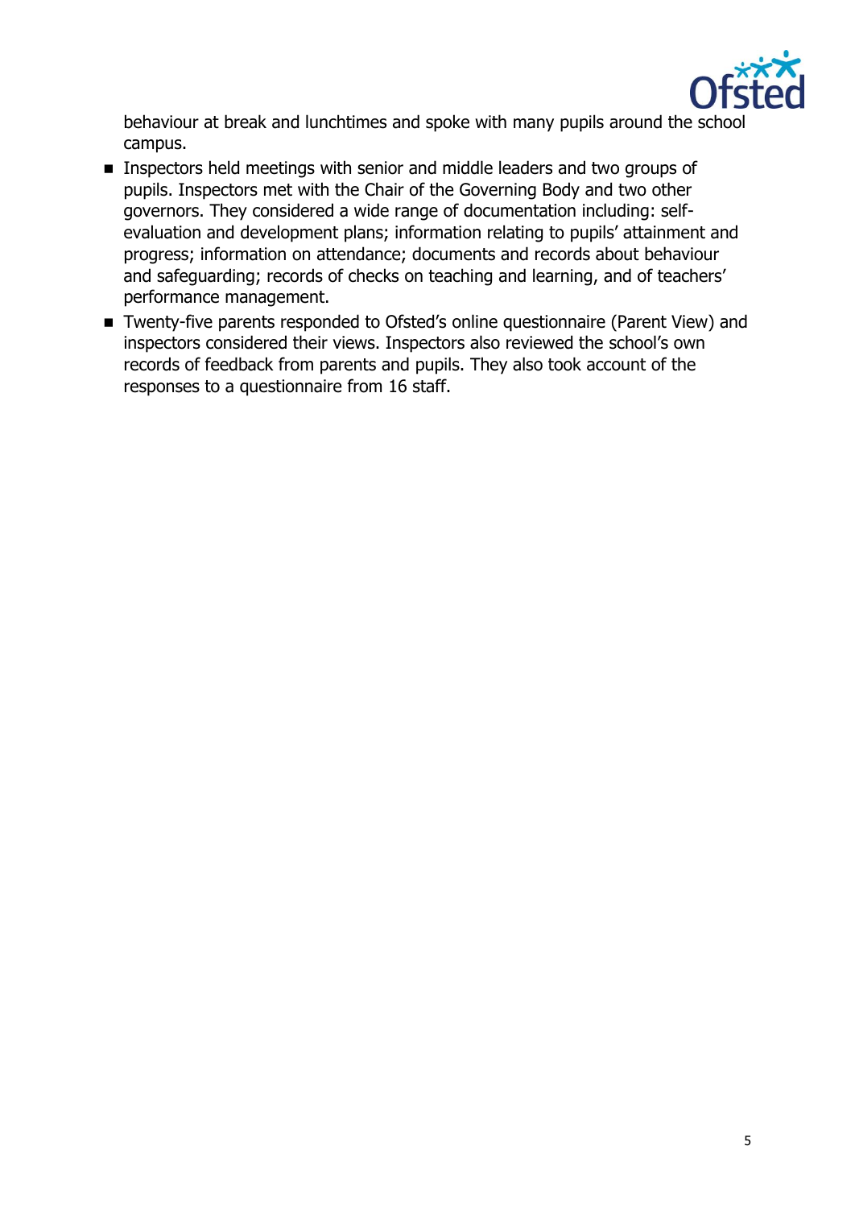behaviour at break and lunchtimes and spoke with many pupils around the school campus.

- Inspectors held meetings with senior and middle leaders and two groups of pupils. Inspectors met with the Chair of the Governing Body and two other governors. They considered a wide range of documentation including: self-evaluation and development plans; information relating to pupils' attainment and progress; information on attendance; documents and records about behaviour and safeguarding; records of checks on teaching and learning, and of teachers' performance management.
- Twenty-five parents responded to Ofsted's online questionnaire (Parent View) and inspectors considered their views. Inspectors also reviewed the school's own records of feedback from parents and pupils. They also took account of the responses to a questionnaire from 16 staff.